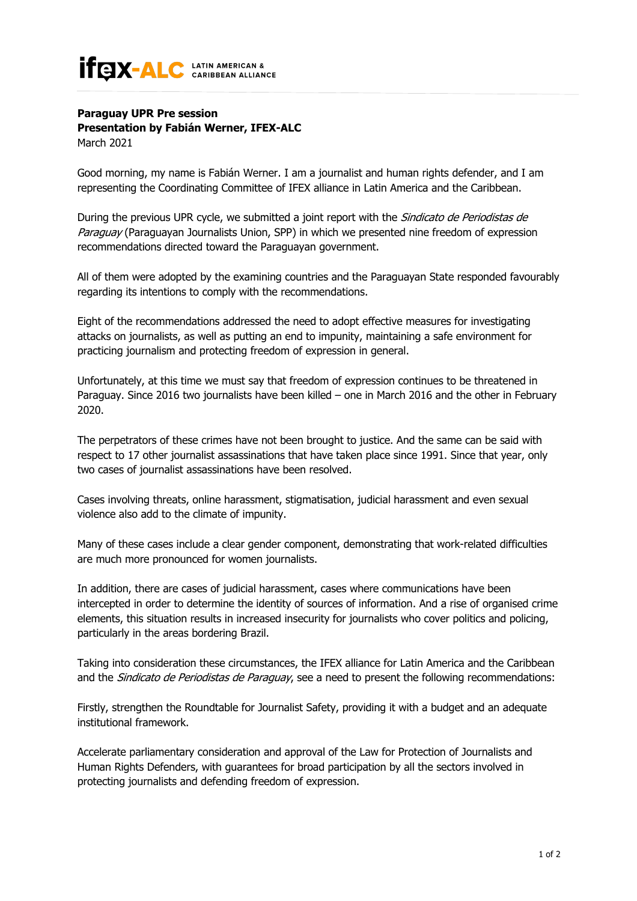ifex-ALC LATIN AMERICAN & CARIBBEAN ALLIANCE

**Paraguay UPR Pre session**
**Presentation by Fabián Werner, IFEX-ALC**
March 2021

Good morning, my name is Fabián Werner. I am a journalist and human rights defender, and I am representing the Coordinating Committee of IFEX alliance in Latin America and the Caribbean.

During the previous UPR cycle, we submitted a joint report with the *Sindicato de Periodistas de Paraguay* (Paraguayan Journalists Union, SPP) in which we presented nine freedom of expression recommendations directed toward the Paraguayan government.

All of them were adopted by the examining countries and the Paraguayan State responded favourably regarding its intentions to comply with the recommendations.

Eight of the recommendations addressed the need to adopt effective measures for investigating attacks on journalists, as well as putting an end to impunity, maintaining a safe environment for practicing journalism and protecting freedom of expression in general.

Unfortunately, at this time we must say that freedom of expression continues to be threatened in Paraguay. Since 2016 two journalists have been killed – one in March 2016 and the other in February 2020.

The perpetrators of these crimes have not been brought to justice. And the same can be said with respect to 17 other journalist assassinations that have taken place since 1991. Since that year, only two cases of journalist assassinations have been resolved.

Cases involving threats, online harassment, stigmatisation, judicial harassment and even sexual violence also add to the climate of impunity.

Many of these cases include a clear gender component, demonstrating that work-related difficulties are much more pronounced for women journalists.

In addition, there are cases of judicial harassment, cases where communications have been intercepted in order to determine the identity of sources of information. And a rise of organised crime elements, this situation results in increased insecurity for journalists who cover politics and policing, particularly in the areas bordering Brazil.

Taking into consideration these circumstances, the IFEX alliance for Latin America and the Caribbean and the *Sindicato de Periodistas de Paraguay*, see a need to present the following recommendations:

Firstly, strengthen the Roundtable for Journalist Safety, providing it with a budget and an adequate institutional framework.

Accelerate parliamentary consideration and approval of the Law for Protection of Journalists and Human Rights Defenders, with guarantees for broad participation by all the sectors involved in protecting journalists and defending freedom of expression.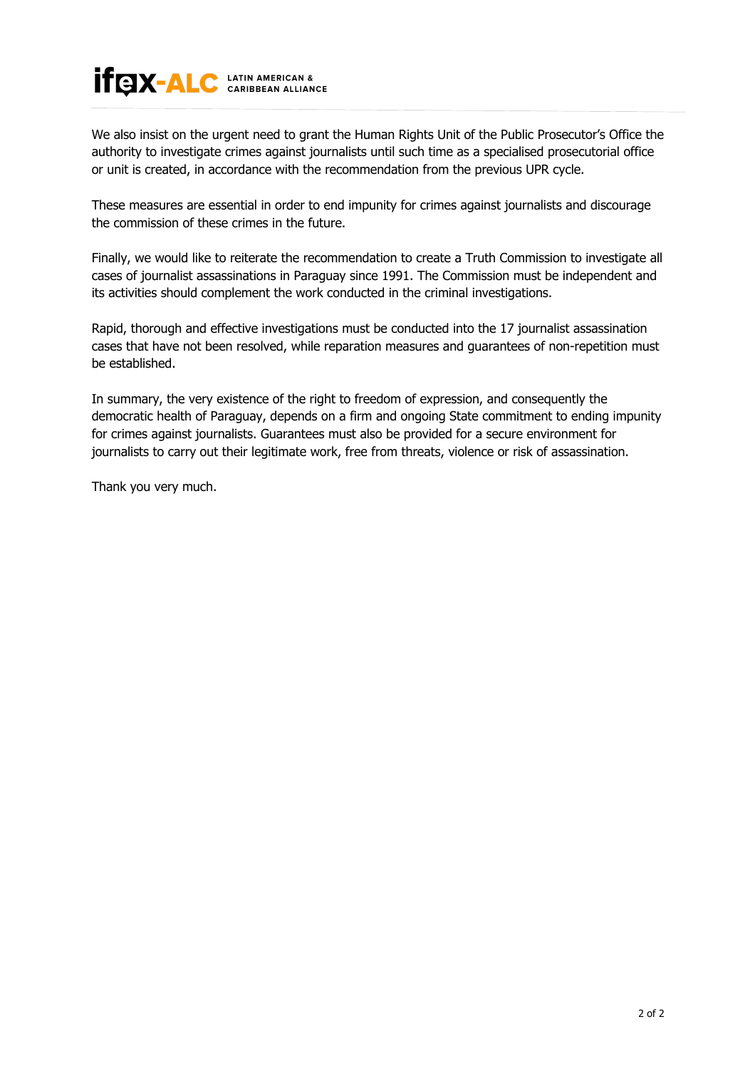We also insist on the urgent need to grant the Human Rights Unit of the Public Prosecutor's Office the authority to investigate crimes against journalists until such time as a specialised prosecutorial office or unit is created, in accordance with the recommendation from the previous UPR cycle.

These measures are essential in order to end impunity for crimes against journalists and discourage the commission of these crimes in the future.

Finally, we would like to reiterate the recommendation to create a Truth Commission to investigate all cases of journalist assassinations in Paraguay since 1991. The Commission must be independent and its activities should complement the work conducted in the criminal investigations.

Rapid, thorough and effective investigations must be conducted into the 17 journalist assassination cases that have not been resolved, while reparation measures and guarantees of non-repetition must be established.

In summary, the very existence of the right to freedom of expression, and consequently the democratic health of Paraguay, depends on a firm and ongoing State commitment to ending impunity for crimes against journalists. Guarantees must also be provided for a secure environment for journalists to carry out their legitimate work, free from threats, violence or risk of assassination.

Thank you very much.